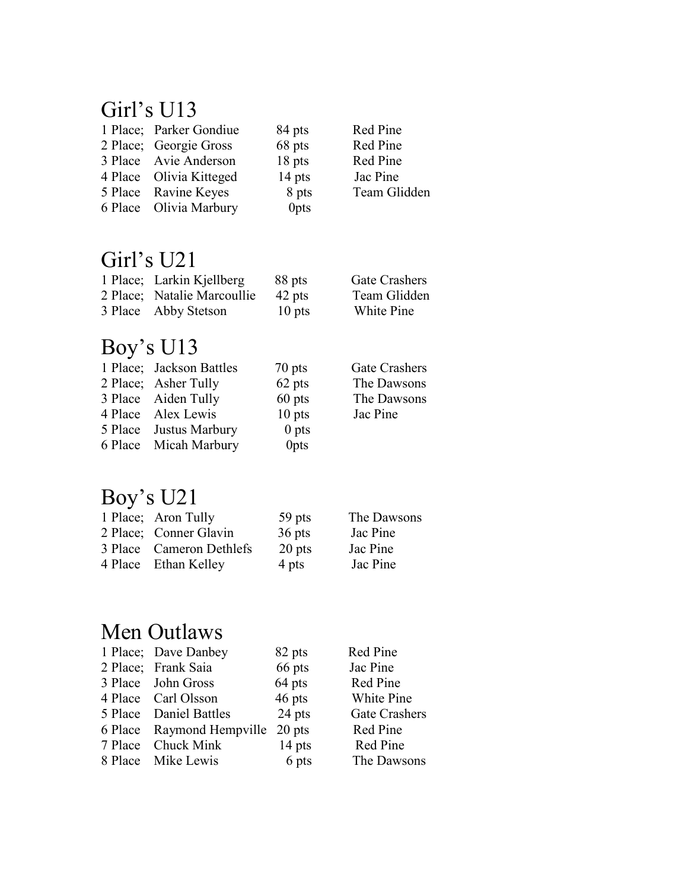## Girl's U13

| | | | |
|---|---|---|---|
| 1 Place; | Parker Gondiue | 84 pts | Red Pine |
| 2 Place; | Georgie Gross | 68 pts | Red Pine |
| 3 Place | Avie Anderson | 18 pts | Red Pine |
| 4 Place | Olivia Kitteged | 14 pts | Jac Pine |
| 5 Place | Ravine Keyes | 8 pts | Team Glidden |
| 6 Place | Olivia Marbury | 0pts | |

## Girl's U21

| | | | |
|---|---|---|---|
| 1 Place; | Larkin Kjellberg | 88 pts | Gate Crashers |
| 2 Place; | Natalie Marcoullie | 42 pts | Team Glidden |
| 3 Place | Abby Stetson | 10 pts | White Pine |

## Boy's U13

| | | | |
|---|---|---|---|
| 1 Place; | Jackson Battles | 70 pts | Gate Crashers |
| 2 Place; | Asher Tully | 62 pts | The Dawsons |
| 3 Place | Aiden Tully | 60 pts | The Dawsons |
| 4 Place | Alex Lewis | 10 pts | Jac Pine |
| 5 Place | Justus Marbury | 0 pts | |
| 6 Place | Micah Marbury | 0pts | |

## Boy's U21

| | | | |
|---|---|---|---|
| 1 Place; | Aron Tully | 59 pts | The Dawsons |
| 2 Place; | Conner Glavin | 36 pts | Jac Pine |
| 3 Place | Cameron Dethlefs | 20 pts | Jac Pine |
| 4 Place | Ethan Kelley | 4 pts | Jac Pine |

## Men Outlaws

| | | | |
|---|---|---|---|
| 1 Place; | Dave Danbey | 82 pts | Red Pine |
| 2 Place; | Frank Saia | 66 pts | Jac Pine |
| 3 Place | John Gross | 64 pts | Red Pine |
| 4 Place | Carl Olsson | 46 pts | White Pine |
| 5 Place | Daniel Battles | 24 pts | Gate Crashers |
| 6 Place | Raymond Hempville | 20 pts | Red Pine |
| 7 Place | Chuck Mink | 14 pts | Red Pine |
| 8 Place | Mike Lewis | 6 pts | The Dawsons |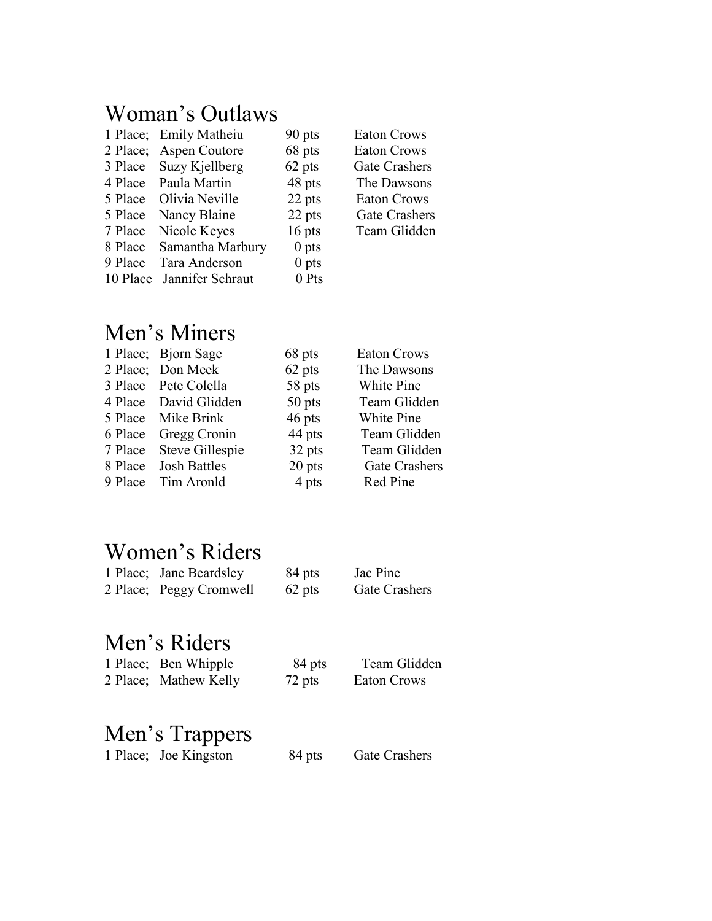## Woman's Outlaws

| | | | |
|---|---|---|---|
| 1 Place; | Emily Matheiu | 90 pts | Eaton Crows |
| 2 Place; | Aspen Coutore | 68 pts | Eaton Crows |
| 3 Place | Suzy Kjellberg | 62 pts | Gate Crashers |
| 4 Place | Paula Martin | 48 pts | The Dawsons |
| 5 Place | Olivia Neville | 22 pts | Eaton Crows |
| 5 Place | Nancy Blaine | 22 pts | Gate Crashers |
| 7 Place | Nicole Keyes | 16 pts | Team Glidden |
| 8 Place | Samantha Marbury | 0 pts | |
| 9 Place | Tara Anderson | 0 pts | |
| 10 Place | Jannifer Schraut | 0 Pts | |

## Men's Miners

| | | | |
|---|---|---|---|
| 1 Place; | Bjorn Sage | 68 pts | Eaton Crows |
| 2 Place; | Don Meek | 62 pts | The Dawsons |
| 3 Place | Pete Colella | 58 pts | White Pine |
| 4 Place | David Glidden | 50 pts | Team Glidden |
| 5 Place | Mike Brink | 46 pts | White Pine |
| 6 Place | Gregg Cronin | 44 pts | Team Glidden |
| 7 Place | Steve Gillespie | 32 pts | Team Glidden |
| 8 Place | Josh Battles | 20 pts | Gate Crashers |
| 9 Place | Tim Aronld | 4 pts | Red Pine |

## Women's Riders

| | | | |
|---|---|---|---|
| 1 Place; | Jane Beardsley | 84 pts | Jac Pine |
| 2 Place; | Peggy Cromwell | 62 pts | Gate Crashers |

## Men's Riders

| | | | |
|---|---|---|---|
| 1 Place; | Ben Whipple | 84 pts | Team Glidden |
| 2 Place; | Mathew Kelly | 72 pts | Eaton Crows |

## Men's Trappers

| | | | |
|---|---|---|---|
| 1 Place; | Joe Kingston | 84 pts | Gate Crashers |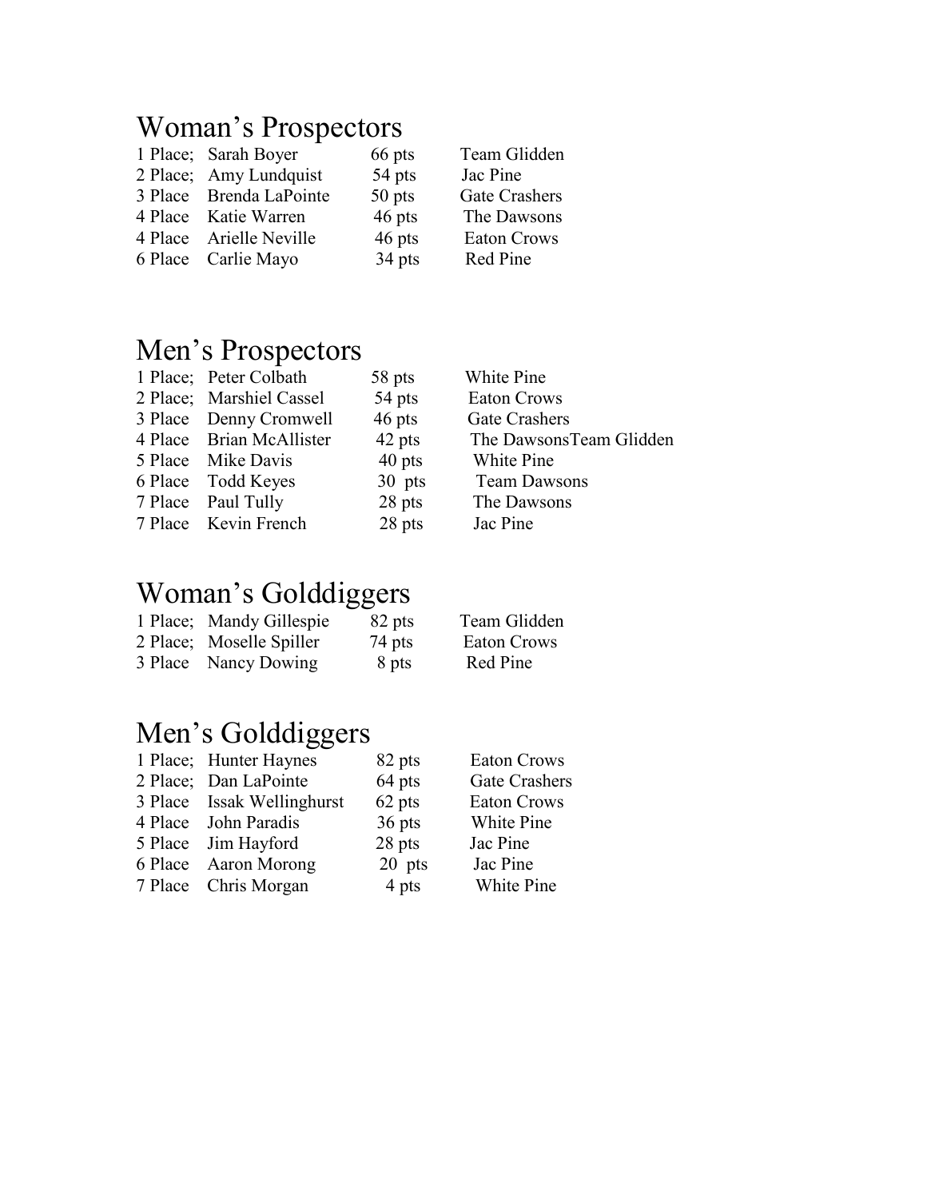## Woman's Prospectors

| | | | |
|---|---|---|---|
| 1 Place; | Sarah Boyer | 66 pts | Team Glidden |
| 2 Place; | Amy Lundquist | 54 pts | Jac Pine |
| 3 Place | Brenda LaPointe | 50 pts | Gate Crashers |
| 4 Place | Katie Warren | 46 pts | The Dawsons |
| 4 Place | Arielle Neville | 46 pts | Eaton Crows |
| 6 Place | Carlie Mayo | 34 pts | Red Pine |

## Men's Prospectors

| | | | |
|---|---|---|---|
| 1 Place; | Peter Colbath | 58 pts | White Pine |
| 2 Place; | Marshiel Cassel | 54 pts | Eaton Crows |
| 3 Place | Denny Cromwell | 46 pts | Gate Crashers |
| 4 Place | Brian McAllister | 42 pts | The DawsonsTeam Glidden |
| 5 Place | Mike Davis | 40 pts | White Pine |
| 6 Place | Todd Keyes | 30 pts | Team Dawsons |
| 7 Place | Paul Tully | 28 pts | The Dawsons |
| 7 Place | Kevin French | 28 pts | Jac Pine |

## Woman's Golddiggers

| | | | |
|---|---|---|---|
| 1 Place; | Mandy Gillespie | 82 pts | Team Glidden |
| 2 Place; | Moselle Spiller | 74 pts | Eaton Crows |
| 3 Place | Nancy Dowing | 8 pts | Red Pine |

## Men's Golddiggers

| | | | |
|---|---|---|---|
| 1 Place; | Hunter Haynes | 82 pts | Eaton Crows |
| 2 Place; | Dan LaPointe | 64 pts | Gate Crashers |
| 3 Place | Issak Wellinghurst | 62 pts | Eaton Crows |
| 4 Place | John Paradis | 36 pts | White Pine |
| 5 Place | Jim Hayford | 28 pts | Jac Pine |
| 6 Place | Aaron Morong | 20 pts | Jac Pine |
| 7 Place | Chris Morgan | 4 pts | White Pine |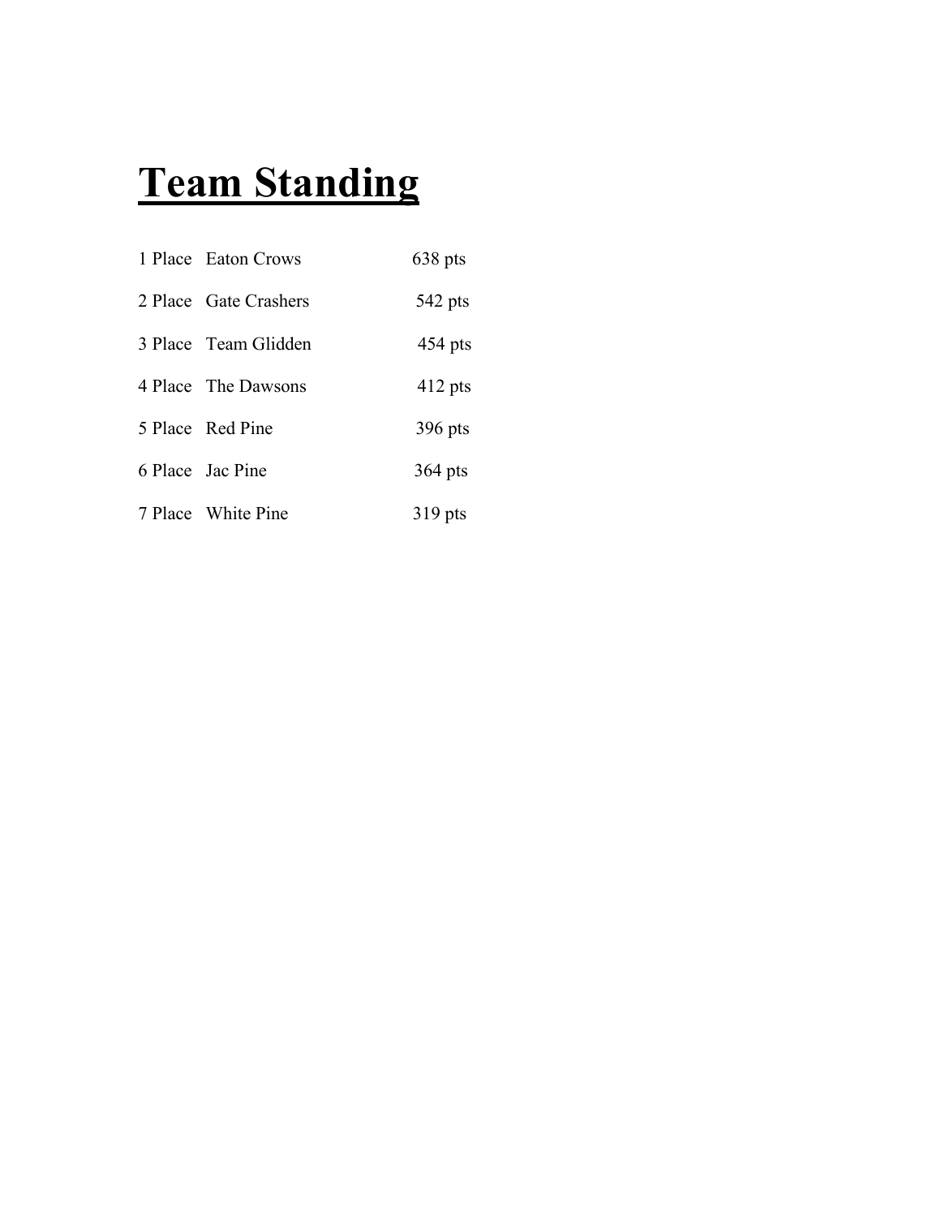# Team Standing

| | | |
|---|---|---|
| 1 Place | Eaton Crows | 638 pts |
| 2 Place | Gate Crashers | 542 pts |
| 3 Place | Team Glidden | 454 pts |
| 4 Place | The Dawsons | 412 pts |
| 5 Place | Red Pine | 396 pts |
| 6 Place | Jac Pine | 364 pts |
| 7 Place | White Pine | 319 pts |